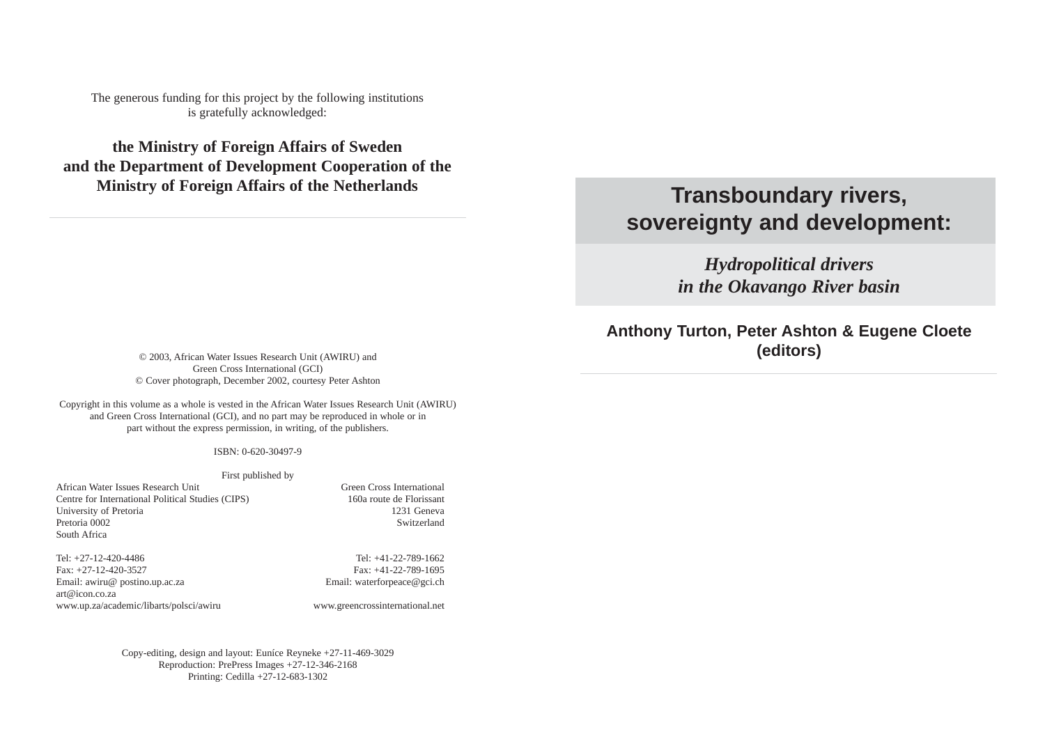The generous funding for this project by the following institutions
is gratefully acknowledged:

**the Ministry of Foreign Affairs of Sweden
and the Department of Development Cooperation of the
Ministry of Foreign Affairs of the Netherlands**

---

© 2003, African Water Issues Research Unit (AWIRU) and
Green Cross International (GCI)
© Cover photograph, December 2002, courtesy Peter Ashton

Copyright in this volume as a whole is vested in the African Water Issues Research Unit (AWIRU)
and Green Cross International (GCI), and no part may be reproduced in whole or in
part without the express permission, in writing, of the publishers.

ISBN: 0-620-30497-9

First published by

African Water Issues Research Unit
Centre for International Political Studies (CIPS)
University of Pretoria
Pretoria 0002
South Africa

Tel: +27-12-420-4486
Fax: +27-12-420-3527
Email: awiru@ postino.up.ac.za
art@icon.co.za
www.up.za/academic/libarts/polsci/awiru

Green Cross International
160a route de Florissant
1231 Geneva
Switzerland

Tel: +41-22-789-1662
Fax: +41-22-789-1695
Email: waterforpeace@gci.ch
www.greencrossinternational.net

Copy-editing, design and layout: Euníce Reyneke +27-11-469-3029
Reproduction: PrePress Images +27-12-346-2168
Printing: Cedilla +27-12-683-1302

# Transboundary rivers, sovereignty and development:

## *Hydropolitical drivers in the Okavango River basin*

**Anthony Turton, Peter Ashton & Eugene Cloete (editors)**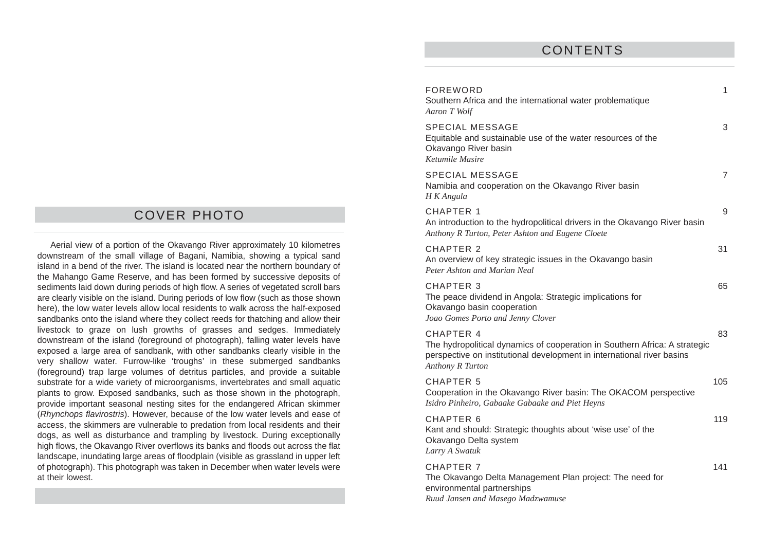## COVER PHOTO

Aerial view of a portion of the Okavango River approximately 10 kilometres downstream of the small village of Bagani, Namibia, showing a typical sand island in a bend of the river. The island is located near the northern boundary of the Mahango Game Reserve, and has been formed by successive deposits of sediments laid down during periods of high flow. A series of vegetated scroll bars are clearly visible on the island. During periods of low flow (such as those shown here), the low water levels allow local residents to walk across the half-exposed sandbanks onto the island where they collect reeds for thatching and allow their livestock to graze on lush growths of grasses and sedges. Immediately downstream of the island (foreground of photograph), falling water levels have exposed a large area of sandbank, with other sandbanks clearly visible in the very shallow water. Furrow-like 'troughs' in these submerged sandbanks (foreground) trap large volumes of detritus particles, and provide a suitable substrate for a wide variety of microorganisms, invertebrates and small aquatic plants to grow. Exposed sandbanks, such as those shown in the photograph, provide important seasonal nesting sites for the endangered African skimmer (*Rhynchops flavirostris*). However, because of the low water levels and ease of access, the skimmers are vulnerable to predation from local residents and their dogs, as well as disturbance and trampling by livestock. During exceptionally high flows, the Okavango River overflows its banks and floods out across the flat landscape, inundating large areas of floodplain (visible as grassland in upper left of photograph). This photograph was taken in December when water levels were at their lowest.

## CONTENTS

FOREWORD — 1
Southern Africa and the international water problematique
*Aaron T Wolf*

SPECIAL MESSAGE — 3
Equitable and sustainable use of the water resources of the Okavango River basin
*Ketumile Masire*

SPECIAL MESSAGE — 7
Namibia and cooperation on the Okavango River basin
*H K Angula*

CHAPTER 1 — 9
An introduction to the hydropolitical drivers in the Okavango River basin
*Anthony R Turton, Peter Ashton and Eugene Cloete*

CHAPTER 2 — 31
An overview of key strategic issues in the Okavango basin
*Peter Ashton and Marian Neal*

CHAPTER 3 — 65
The peace dividend in Angola: Strategic implications for Okavango basin cooperation
*Joao Gomes Porto and Jenny Clover*

CHAPTER 4 — 83
The hydropolitical dynamics of cooperation in Southern Africa: A strategic perspective on institutional development in international river basins
*Anthony R Turton*

CHAPTER 5 — 105
Cooperation in the Okavango River basin: The OKACOM perspective
*Isidro Pinheiro, Gabaake Gabaake and Piet Heyns*

CHAPTER 6 — 119
Kant and should: Strategic thoughts about 'wise use' of the Okavango Delta system
*Larry A Swatuk*

CHAPTER 7 — 141
The Okavango Delta Management Plan project: The need for environmental partnerships
*Ruud Jansen and Masego Madzwamuse*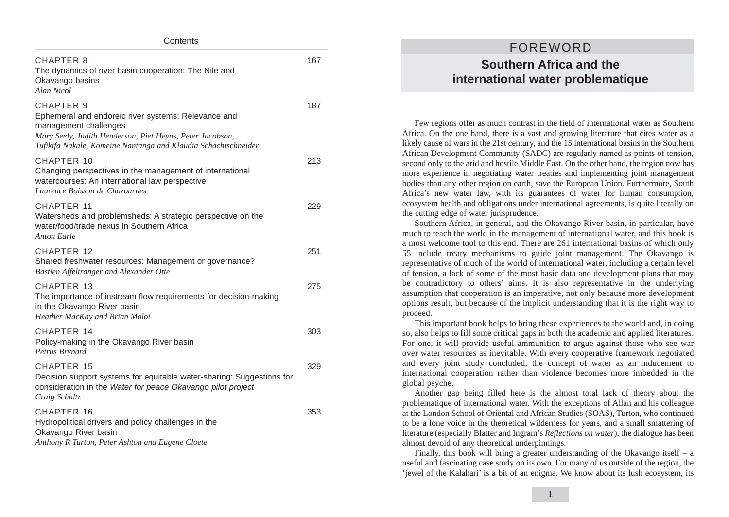Contents

CHAPTER 8 — 167
The dynamics of river basin cooperation: The Nile and Okavango basins
*Alan Nicol*

CHAPTER 9 — 187
Ephemeral and endoreic river systems: Relevance and management challenges
*Mary Seely, Judith Henderson, Piet Heyns, Peter Jacobson, Tufikifa Nakale, Komeine Nantanga and Klaudia Schachtschneider*

CHAPTER 10 — 213
Changing perspectives in the management of international watercourses: An international law perspective
*Laurence Boisson de Chazournes*

CHAPTER 11 — 229
Watersheds and problemsheds: A strategic perspective on the water/food/trade nexus in Southern Africa
*Anton Earle*

CHAPTER 12 — 251
Shared freshwater resources: Management or governance?
*Bastien Affeltranger and Alexander Otte*

CHAPTER 13 — 275
The importance of instream flow requirements for decision-making in the Okavango River basin
*Heather MacKay and Brian Moloi*

CHAPTER 14 — 303
Policy-making in the Okavango River basin
*Petrus Brynard*

CHAPTER 15 — 329
Decision support systems for equitable water-sharing: Suggestions for consideration in the *Water for peace Okavango pilot project*
*Craig Schultz*

CHAPTER 16 — 353
Hydropolitical drivers and policy challenges in the Okavango River basin
*Anthony R Turton, Peter Ashton and Eugene Cloete*

# FOREWORD

## Southern Africa and the international water problematique

Few regions offer as much contrast in the field of international water as Southern Africa. On the one hand, there is a vast and growing literature that cites water as a likely cause of wars in the 21st century, and the 15 international basins in the Southern African Development Community (SADC) are regularly named as points of tension, second only to the arid and hostile Middle East. On the other hand, the region now has more experience in negotiating water treaties and implementing joint management bodies than any other region on earth, save the European Union. Furthermore, South Africa's new water law, with its guarantees of water for human consumption, ecosystem health and obligations under international agreements, is quite literally on the cutting edge of water jurisprudence.

Southern Africa, in general, and the Okavango River basin, in particular, have much to teach the world in the management of international water, and this book is a most welcome tool to this end. There are 261 international basins of which only 55 include treaty mechanisms to guide joint management. The Okavango is representative of much of the world of international water, including a certain level of tension, a lack of some of the most basic data and development plans that may be contradictory to others' aims. It is also representative in the underlying assumption that cooperation is an imperative, not only because more development options result, but because of the implicit understanding that it is the right way to proceed.

This important book helps to bring these experiences to the world and, in doing so, also helps to fill some critical gaps in both the academic and applied literatures. For one, it will provide useful ammunition to argue against those who see war over water resources as inevitable. With every cooperative framework negotiated and every joint study concluded, the concept of water as an inducement to international cooperation rather than violence becomes more imbedded in the global psyche.

Another gap being filled here is the almost total lack of theory about the problematique of international water. With the exceptions of Allan and his colleague at the London School of Oriental and African Studies (SOAS), Turton, who continued to be a lone voice in the theoretical wilderness for years, and a small smattering of literature (especially Blatter and Ingram's *Reflections on water*), the dialogue has been almost devoid of any theoretical underpinnings.

Finally, this book will bring a greater understanding of the Okavango itself – a useful and fascinating case study on its own. For many of us outside of the region, the 'jewel of the Kalahari' is a bit of an enigma. We know about its lush ecosystem, its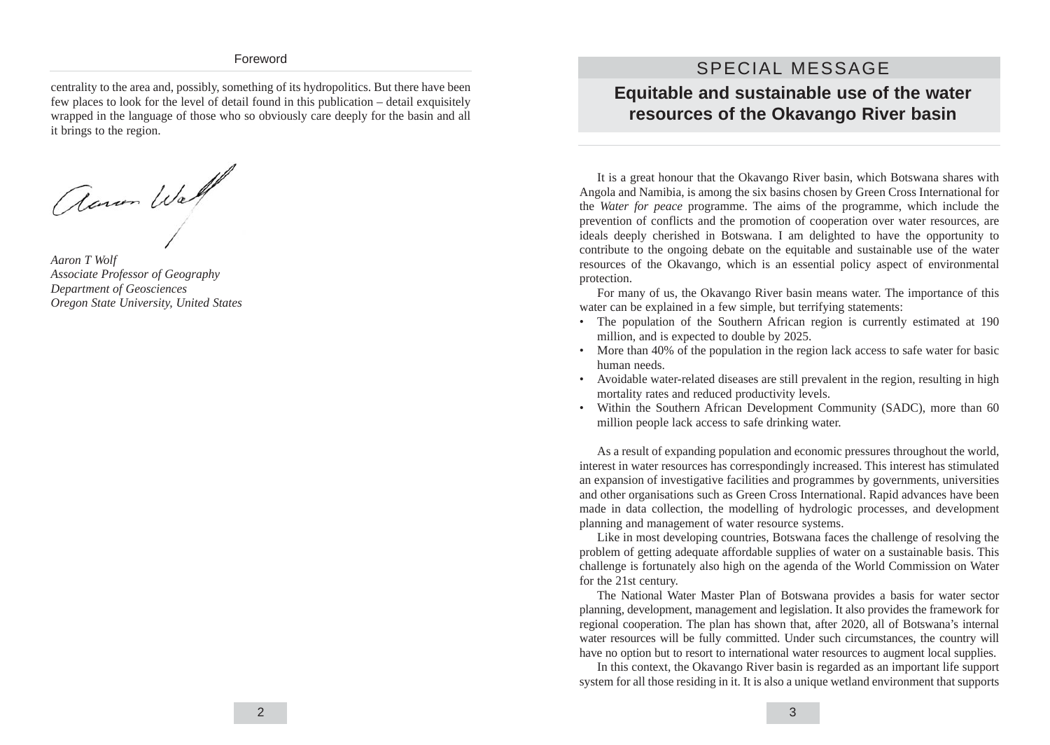centrality to the area and, possibly, something of its hydropolitics. But there have been few places to look for the level of detail found in this publication – detail exquisitely wrapped in the language of those who so obviously care deeply for the basin and all it brings to the region.

*Aaron T Wolf*
*Associate Professor of Geography*
*Department of Geosciences*
*Oregon State University, United States*

# SPECIAL MESSAGE

## Equitable and sustainable use of the water resources of the Okavango River basin

It is a great honour that the Okavango River basin, which Botswana shares with Angola and Namibia, is among the six basins chosen by Green Cross International for the *Water for peace* programme. The aims of the programme, which include the prevention of conflicts and the promotion of cooperation over water resources, are ideals deeply cherished in Botswana. I am delighted to have the opportunity to contribute to the ongoing debate on the equitable and sustainable use of the water resources of the Okavango, which is an essential policy aspect of environmental protection.

For many of us, the Okavango River basin means water. The importance of this water can be explained in a few simple, but terrifying statements:

- The population of the Southern African region is currently estimated at 190 million, and is expected to double by 2025.
- More than 40% of the population in the region lack access to safe water for basic human needs.
- Avoidable water-related diseases are still prevalent in the region, resulting in high mortality rates and reduced productivity levels.
- Within the Southern African Development Community (SADC), more than 60 million people lack access to safe drinking water.

As a result of expanding population and economic pressures throughout the world, interest in water resources has correspondingly increased. This interest has stimulated an expansion of investigative facilities and programmes by governments, universities and other organisations such as Green Cross International. Rapid advances have been made in data collection, the modelling of hydrologic processes, and development planning and management of water resource systems.

Like in most developing countries, Botswana faces the challenge of resolving the problem of getting adequate affordable supplies of water on a sustainable basis. This challenge is fortunately also high on the agenda of the World Commission on Water for the 21st century.

The National Water Master Plan of Botswana provides a basis for water sector planning, development, management and legislation. It also provides the framework for regional cooperation. The plan has shown that, after 2020, all of Botswana's internal water resources will be fully committed. Under such circumstances, the country will have no option but to resort to international water resources to augment local supplies.

In this context, the Okavango River basin is regarded as an important life support system for all those residing in it. It is also a unique wetland environment that supports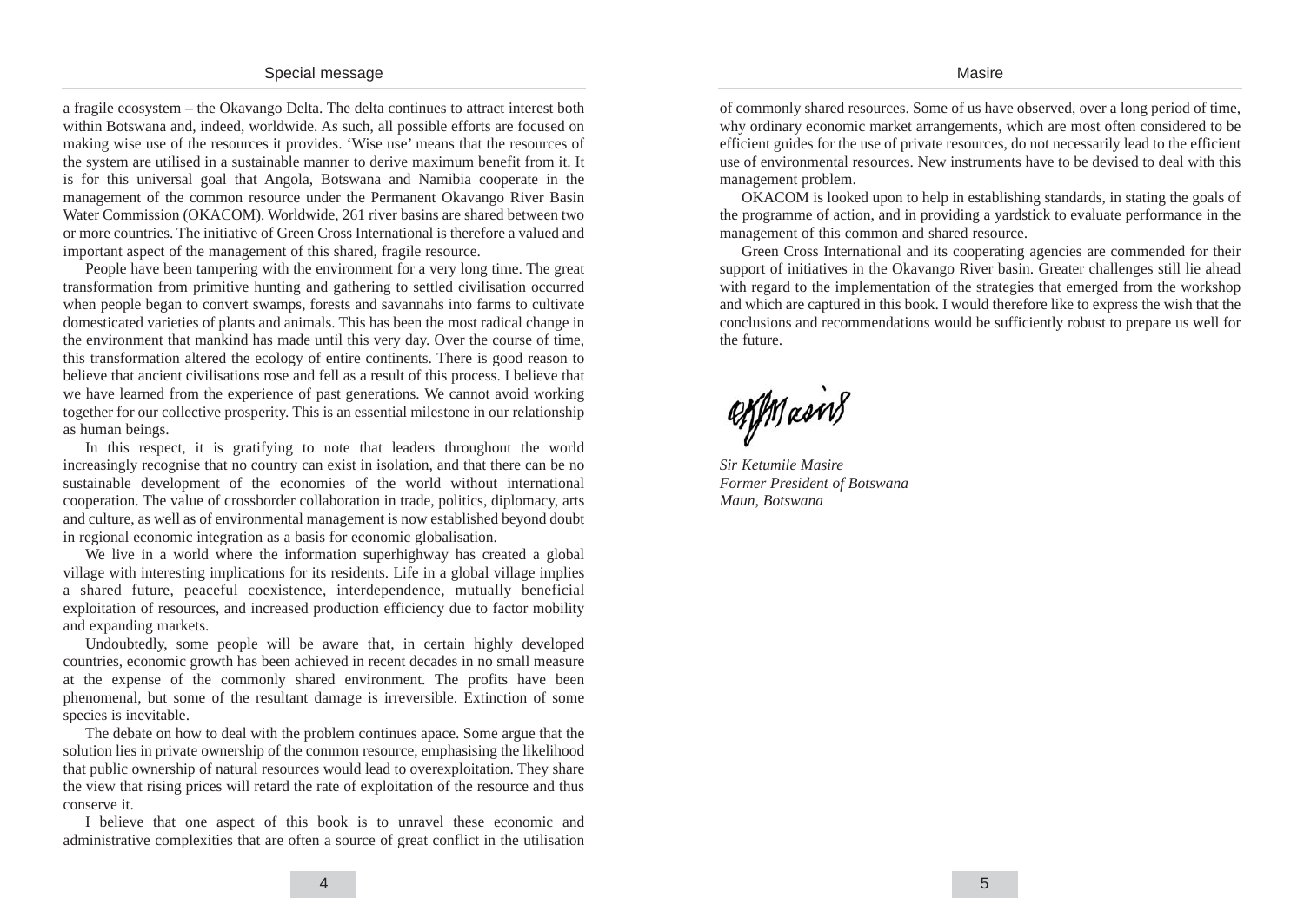a fragile ecosystem – the Okavango Delta. The delta continues to attract interest both within Botswana and, indeed, worldwide. As such, all possible efforts are focused on making wise use of the resources it provides. ‘Wise use’ means that the resources of the system are utilised in a sustainable manner to derive maximum benefit from it. It is for this universal goal that Angola, Botswana and Namibia cooperate in the management of the common resource under the Permanent Okavango River Basin Water Commission (OKACOM). Worldwide, 261 river basins are shared between two or more countries. The initiative of Green Cross International is therefore a valued and important aspect of the management of this shared, fragile resource.

People have been tampering with the environment for a very long time. The great transformation from primitive hunting and gathering to settled civilisation occurred when people began to convert swamps, forests and savannahs into farms to cultivate domesticated varieties of plants and animals. This has been the most radical change in the environment that mankind has made until this very day. Over the course of time, this transformation altered the ecology of entire continents. There is good reason to believe that ancient civilisations rose and fell as a result of this process. I believe that we have learned from the experience of past generations. We cannot avoid working together for our collective prosperity. This is an essential milestone in our relationship as human beings.

In this respect, it is gratifying to note that leaders throughout the world increasingly recognise that no country can exist in isolation, and that there can be no sustainable development of the economies of the world without international cooperation. The value of crossborder collaboration in trade, politics, diplomacy, arts and culture, as well as of environmental management is now established beyond doubt in regional economic integration as a basis for economic globalisation.

We live in a world where the information superhighway has created a global village with interesting implications for its residents. Life in a global village implies a shared future, peaceful coexistence, interdependence, mutually beneficial exploitation of resources, and increased production efficiency due to factor mobility and expanding markets.

Undoubtedly, some people will be aware that, in certain highly developed countries, economic growth has been achieved in recent decades in no small measure at the expense of the commonly shared environment. The profits have been phenomenal, but some of the resultant damage is irreversible. Extinction of some species is inevitable.

The debate on how to deal with the problem continues apace. Some argue that the solution lies in private ownership of the common resource, emphasising the likelihood that public ownership of natural resources would lead to overexploitation. They share the view that rising prices will retard the rate of exploitation of the resource and thus conserve it.

I believe that one aspect of this book is to unravel these economic and administrative complexities that are often a source of great conflict in the utilisation of commonly shared resources. Some of us have observed, over a long period of time, why ordinary economic market arrangements, which are most often considered to be efficient guides for the use of private resources, do not necessarily lead to the efficient use of environmental resources. New instruments have to be devised to deal with this management problem.

OKACOM is looked upon to help in establishing standards, in stating the goals of the programme of action, and in providing a yardstick to evaluate performance in the management of this common and shared resource.

Green Cross International and its cooperating agencies are commended for their support of initiatives in the Okavango River basin. Greater challenges still lie ahead with regard to the implementation of the strategies that emerged from the workshop and which are captured in this book. I would therefore like to express the wish that the conclusions and recommendations would be sufficiently robust to prepare us well for the future.

*Sir Ketumile Masire*
*Former President of Botswana*
*Maun, Botswana*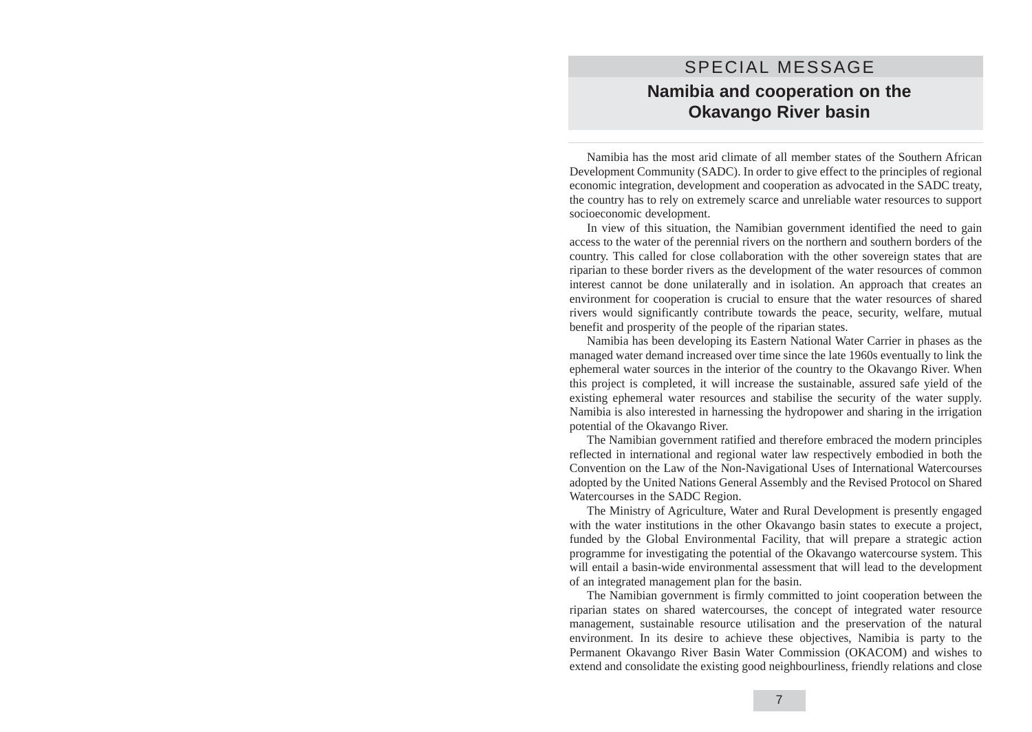## SPECIAL MESSAGE

### Namibia and cooperation on the Okavango River basin

Namibia has the most arid climate of all member states of the Southern African Development Community (SADC). In order to give effect to the principles of regional economic integration, development and cooperation as advocated in the SADC treaty, the country has to rely on extremely scarce and unreliable water resources to support socioeconomic development.

In view of this situation, the Namibian government identified the need to gain access to the water of the perennial rivers on the northern and southern borders of the country. This called for close collaboration with the other sovereign states that are riparian to these border rivers as the development of the water resources of common interest cannot be done unilaterally and in isolation. An approach that creates an environment for cooperation is crucial to ensure that the water resources of shared rivers would significantly contribute towards the peace, security, welfare, mutual benefit and prosperity of the people of the riparian states.

Namibia has been developing its Eastern National Water Carrier in phases as the managed water demand increased over time since the late 1960s eventually to link the ephemeral water sources in the interior of the country to the Okavango River. When this project is completed, it will increase the sustainable, assured safe yield of the existing ephemeral water resources and stabilise the security of the water supply. Namibia is also interested in harnessing the hydropower and sharing in the irrigation potential of the Okavango River.

The Namibian government ratified and therefore embraced the modern principles reflected in international and regional water law respectively embodied in both the Convention on the Law of the Non-Navigational Uses of International Watercourses adopted by the United Nations General Assembly and the Revised Protocol on Shared Watercourses in the SADC Region.

The Ministry of Agriculture, Water and Rural Development is presently engaged with the water institutions in the other Okavango basin states to execute a project, funded by the Global Environmental Facility, that will prepare a strategic action programme for investigating the potential of the Okavango watercourse system. This will entail a basin-wide environmental assessment that will lead to the development of an integrated management plan for the basin.

The Namibian government is firmly committed to joint cooperation between the riparian states on shared watercourses, the concept of integrated water resource management, sustainable resource utilisation and the preservation of the natural environment. In its desire to achieve these objectives, Namibia is party to the Permanent Okavango River Basin Water Commission (OKACOM) and wishes to extend and consolidate the existing good neighbourliness, friendly relations and close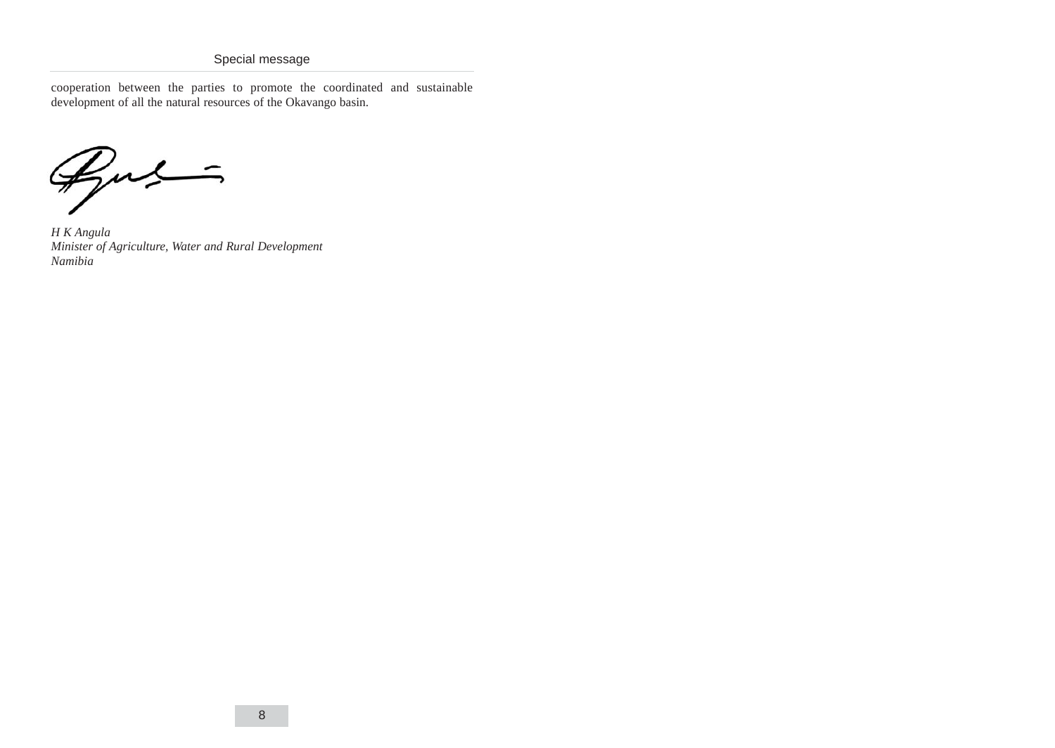cooperation between the parties to promote the coordinated and sustainable development of all the natural resources of the Okavango basin.

*H K Angula*
*Minister of Agriculture, Water and Rural Development*
*Namibia*